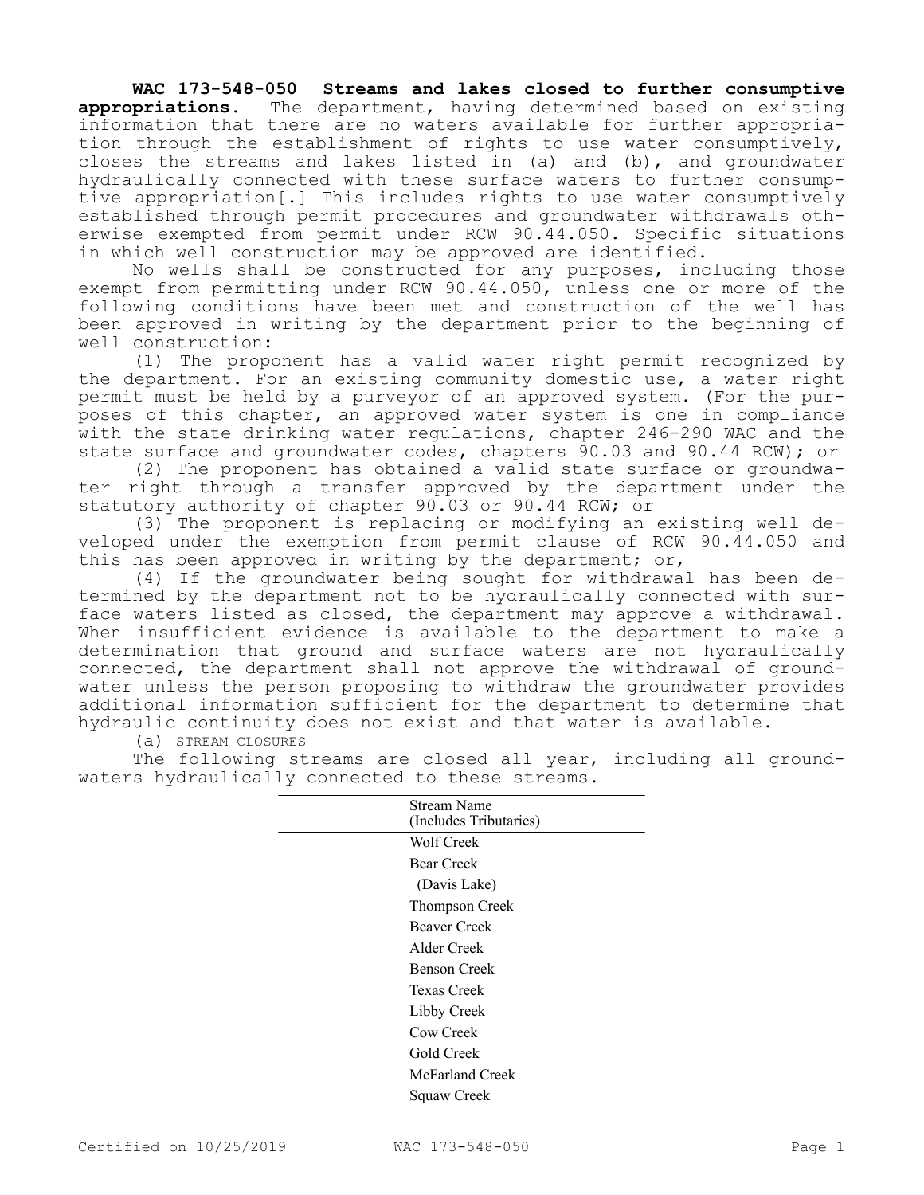**WAC 173-548-050 Streams and lakes closed to further consumptive appropriations.** The department, having determined based on existing information that there are no waters available for further appropriation through the establishment of rights to use water consumptively, closes the streams and lakes listed in (a) and (b), and groundwater hydraulically connected with these surface waters to further consumptive appropriation[.] This includes rights to use water consumptively established through permit procedures and groundwater withdrawals otherwise exempted from permit under RCW 90.44.050. Specific situations in which well construction may be approved are identified.

No wells shall be constructed for any purposes, including those exempt from permitting under RCW 90.44.050, unless one or more of the following conditions have been met and construction of the well has been approved in writing by the department prior to the beginning of well construction:

(1) The proponent has a valid water right permit recognized by the department. For an existing community domestic use, a water right permit must be held by a purveyor of an approved system. (For the purposes of this chapter, an approved water system is one in compliance with the state drinking water regulations, chapter 246-290 WAC and the state surface and groundwater codes, chapters 90.03 and 90.44 RCW); or

(2) The proponent has obtained a valid state surface or groundwater right through a transfer approved by the department under the statutory authority of chapter 90.03 or 90.44 RCW; or

(3) The proponent is replacing or modifying an existing well developed under the exemption from permit clause of RCW 90.44.050 and this has been approved in writing by the department; or,

(4) If the groundwater being sought for withdrawal has been determined by the department not to be hydraulically connected with surface waters listed as closed, the department may approve a withdrawal. When insufficient evidence is available to the department to make a determination that ground and surface waters are not hydraulically connected, the department shall not approve the withdrawal of groundwater unless the person proposing to withdraw the groundwater provides additional information sufficient for the department to determine that hydraulic continuity does not exist and that water is available.

(a) STREAM CLOSURES

The following streams are closed all year, including all groundwaters hydraulically connected to these streams.

| Stream Name (Includes Tributaries) |
|---|
| Wolf Creek |
| Bear Creek |
| (Davis Lake) |
| Thompson Creek |
| Beaver Creek |
| Alder Creek |
| Benson Creek |
| Texas Creek |
| Libby Creek |
| Cow Creek |
| Gold Creek |
| McFarland Creek |
| Squaw Creek |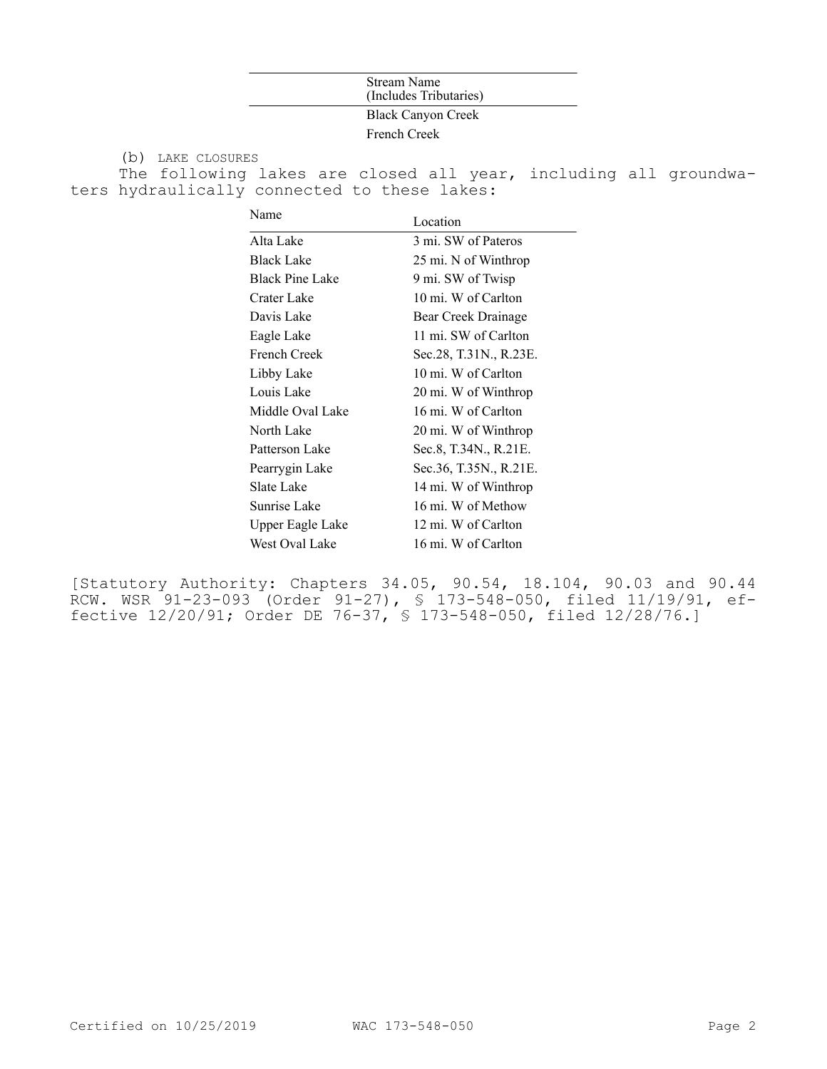| Stream Name (Includes Tributaries) |
| --- |
| Black Canyon Creek |
| French Creek |

(b) LAKE CLOSURES

The following lakes are closed all year, including all groundwaters hydraulically connected to these lakes:

| Name | Location |
| --- | --- |
| Alta Lake | 3 mi. SW of Pateros |
| Black Lake | 25 mi. N of Winthrop |
| Black Pine Lake | 9 mi. SW of Twisp |
| Crater Lake | 10 mi. W of Carlton |
| Davis Lake | Bear Creek Drainage |
| Eagle Lake | 11 mi. SW of Carlton |
| French Creek | Sec.28, T.31N., R.23E. |
| Libby Lake | 10 mi. W of Carlton |
| Louis Lake | 20 mi. W of Winthrop |
| Middle Oval Lake | 16 mi. W of Carlton |
| North Lake | 20 mi. W of Winthrop |
| Patterson Lake | Sec.8, T.34N., R.21E. |
| Pearrygin Lake | Sec.36, T.35N., R.21E. |
| Slate Lake | 14 mi. W of Winthrop |
| Sunrise Lake | 16 mi. W of Methow |
| Upper Eagle Lake | 12 mi. W of Carlton |
| West Oval Lake | 16 mi. W of Carlton |

[Statutory Authority: Chapters 34.05, 90.54, 18.104, 90.03 and 90.44 RCW. WSR 91-23-093 (Order 91-27), § 173-548-050, filed 11/19/91, effective 12/20/91; Order DE 76-37, § 173-548-050, filed 12/28/76.]